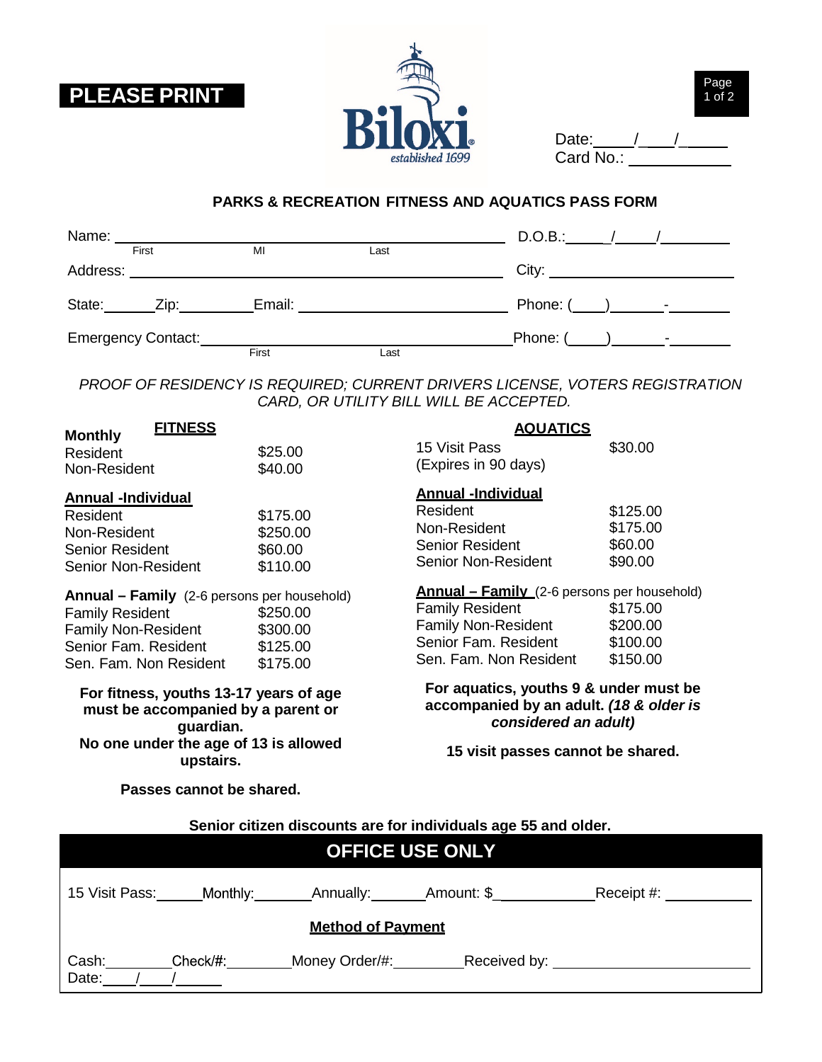**PLEASE PRINT**

Date: \_\_\_\_/\_\_\_\_/\_\_\_\_\_
Card No.: \_\_\_\_\_\_\_\_\_\_\_\_

## PARKS & RECREATION FITNESS AND AQUATICS PASS FORM

Name: \_\_\_\_\_\_\_\_\_\_\_\_\_\_\_\_\_\_\_\_\_\_\_\_\_\_\_\_\_\_\_\_\_\_\_\_\_\_\_\_\_\_\_ D.O.B.: \_\_\_\_\_/\_\_\_\_\_/\_\_\_\_\_\_\_\_
(First MI Last)

Address: \_\_\_\_\_\_\_\_\_\_\_\_\_\_\_\_\_\_\_\_\_\_\_\_\_\_\_\_\_\_\_\_\_\_\_\_\_\_\_\_\_ City: \_\_\_\_\_\_\_\_\_\_\_\_\_\_\_\_\_\_\_\_\_\_\_\_

State: \_\_\_\_\_\_ Zip: \_\_\_\_\_\_\_\_\_\_ Email: \_\_\_\_\_\_\_\_\_\_\_\_\_\_\_\_\_\_\_\_\_\_\_\_\_\_\_\_\_\_ Phone: (\_\_\_\_)\_\_\_\_\_\_\_-\_\_\_\_\_\_\_\_

Emergency Contact: \_\_\_\_\_\_\_\_\_\_\_\_\_\_\_\_\_\_\_\_\_\_\_\_\_\_\_\_\_\_\_\_\_\_\_\_\_\_\_ Phone: (\_\_\_\_)\_\_\_\_\_\_\_-\_\_\_\_\_\_\_\_
(First Last)

*PROOF OF RESIDENCY IS REQUIRED; CURRENT DRIVERS LICENSE, VOTERS REGISTRATION CARD, OR UTILITY BILL WILL BE ACCEPTED.*

### FITNESS

| **Monthly** | |
|---|---|
| Resident | $25.00 |
| Non-Resident | $40.00 |

| **Annual -Individual** | |
|---|---|
| Resident | $175.00 |
| Non-Resident | $250.00 |
| Senior Resident | $60.00 |
| Senior Non-Resident | $110.00 |

| **Annual – Family** (2-6 persons per household) | |
|---|---|
| Family Resident | $250.00 |
| Family Non-Resident | $300.00 |
| Senior Fam. Resident | $125.00 |
| Sen. Fam. Non Resident | $175.00 |

**For fitness, youths 13-17 years of age must be accompanied by a parent or guardian.**
**No one under the age of 13 is allowed upstairs.**

**Passes cannot be shared.**

### AQUATICS

| | |
|---|---|
| 15 Visit Pass (Expires in 90 days) | $30.00 |

| **Annual -Individual** | |
|---|---|
| Resident | $125.00 |
| Non-Resident | $175.00 |
| Senior Resident | $60.00 |
| Senior Non-Resident | $90.00 |

| **Annual – Family** (2-6 persons per household) | |
|---|---|
| Family Resident | $175.00 |
| Family Non-Resident | $200.00 |
| Senior Fam. Resident | $100.00 |
| Sen. Fam. Non Resident | $150.00 |

**For aquatics, youths 9 & under must be accompanied by an adult. *(18 & older is considered an adult)***

**15 visit passes cannot be shared.**

**Senior citizen discounts are for individuals age 55 and older.**

## OFFICE USE ONLY

15 Visit Pass: \_\_\_\_\_\_ Monthly: \_\_\_\_\_\_\_\_ Annually: \_\_\_\_\_\_\_ Amount: $\_\_\_\_\_\_\_\_\_\_\_\_\_ Receipt #: \_\_\_\_\_\_\_\_\_\_\_\_

**Method of Payment**

Cash: \_\_\_\_\_\_\_\_\_ Check/#: \_\_\_\_\_\_\_\_\_ Money Order/#: \_\_\_\_\_\_\_\_\_ Received by: \_\_\_\_\_\_\_\_\_\_\_\_\_\_\_\_\_\_\_\_\_\_\_\_\_
Date: \_\_\_\_/\_\_\_\_/\_\_\_\_\_\_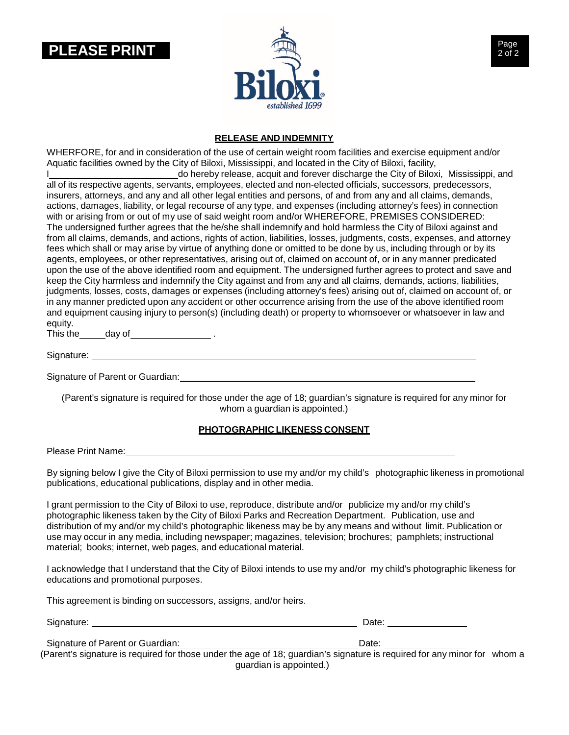**PLEASE PRINT**

Biloxi
*established 1699*

## RELEASE AND INDEMNITY

WHERFORE, for and in consideration of the use of certain weight room facilities and exercise equipment and/or Aquatic facilities owned by the City of Biloxi, Mississippi, and located in the City of Biloxi, facility, I \_\_\_\_\_\_\_\_\_\_\_\_\_\_\_\_\_\_\_\_\_\_\_\_\_\_ do hereby release, acquit and forever discharge the City of Biloxi, Mississippi, and all of its respective agents, servants, employees, elected and non-elected officials, successors, predecessors, insurers, attorneys, and any and all other legal entities and persons, of and from any and all claims, demands, actions, damages, liability, or legal recourse of any type, and expenses (including attorney's fees) in connection with or arising from or out of my use of said weight room and/or WHEREFORE, PREMISES CONSIDERED: The undersigned further agrees that the he/she shall indemnify and hold harmless the City of Biloxi against and from all claims, demands, and actions, rights of action, liabilities, losses, judgments, costs, expenses, and attorney fees which shall or may arise by virtue of anything done or omitted to be done by us, including through or by its agents, employees, or other representatives, arising out of, claimed on account of, or in any manner predicated upon the use of the above identified room and equipment. The undersigned further agrees to protect and save and keep the City harmless and indemnify the City against and from any and all claims, demands, actions, liabilities, judgments, losses, costs, damages or expenses (including attorney's fees) arising out of, claimed on account of, or in any manner predicted upon any accident or other occurrence arising from the use of the above identified room and equipment causing injury to person(s) (including death) or property to whomsoever or whatsoever in law and equity.

This the \_\_\_\_\_ day of \_\_\_\_\_\_\_\_\_\_\_\_\_\_\_\_ .

Signature: \_\_\_\_\_\_\_\_\_\_\_\_\_\_\_\_\_\_\_\_\_\_\_\_\_\_\_\_\_\_\_\_\_\_\_\_\_\_\_\_\_\_\_\_\_\_\_\_\_\_\_\_\_\_\_\_\_\_\_\_\_\_

Signature of Parent or Guardian: \_\_\_\_\_\_\_\_\_\_\_\_\_\_\_\_\_\_\_\_\_\_\_\_\_\_\_\_\_\_\_\_\_\_\_\_\_\_\_\_\_\_\_\_\_\_\_\_

(Parent's signature is required for those under the age of 18; guardian's signature is required for any minor for whom a guardian is appointed.)

## PHOTOGRAPHIC LIKENESS CONSENT

Please Print Name: \_\_\_\_\_\_\_\_\_\_\_\_\_\_\_\_\_\_\_\_\_\_\_\_\_\_\_\_\_\_\_\_\_\_\_\_\_\_\_\_\_\_\_\_\_\_\_\_\_\_\_\_\_\_\_\_

By signing below I give the City of Biloxi permission to use my and/or my child's photographic likeness in promotional publications, educational publications, display and in other media.

I grant permission to the City of Biloxi to use, reproduce, distribute and/or publicize my and/or my child's photographic likeness taken by the City of Biloxi Parks and Recreation Department. Publication, use and distribution of my and/or my child's photographic likeness may be by any means and without limit. Publication or use may occur in any media, including newspaper; magazines, television; brochures; pamphlets; instructional material; books; internet, web pages, and educational material.

I acknowledge that I understand that the City of Biloxi intends to use my and/or my child's photographic likeness for educations and promotional purposes.

This agreement is binding on successors, assigns, and/or heirs.

Signature: \_\_\_\_\_\_\_\_\_\_\_\_\_\_\_\_\_\_\_\_\_\_\_\_\_\_\_\_\_\_\_\_\_\_\_\_\_\_\_\_\_\_\_\_\_\_\_\_ Date: \_\_\_\_\_\_\_\_\_\_\_\_\_\_\_\_

Signature of Parent or Guardian: \_\_\_\_\_\_\_\_\_\_\_\_\_\_\_\_\_\_\_\_\_\_\_\_\_\_\_\_\_\_\_\_ Date: \_\_\_\_\_\_\_\_\_\_\_\_\_\_\_\_

(Parent's signature is required for those under the age of 18; guardian's signature is required for any minor for whom a guardian is appointed.)